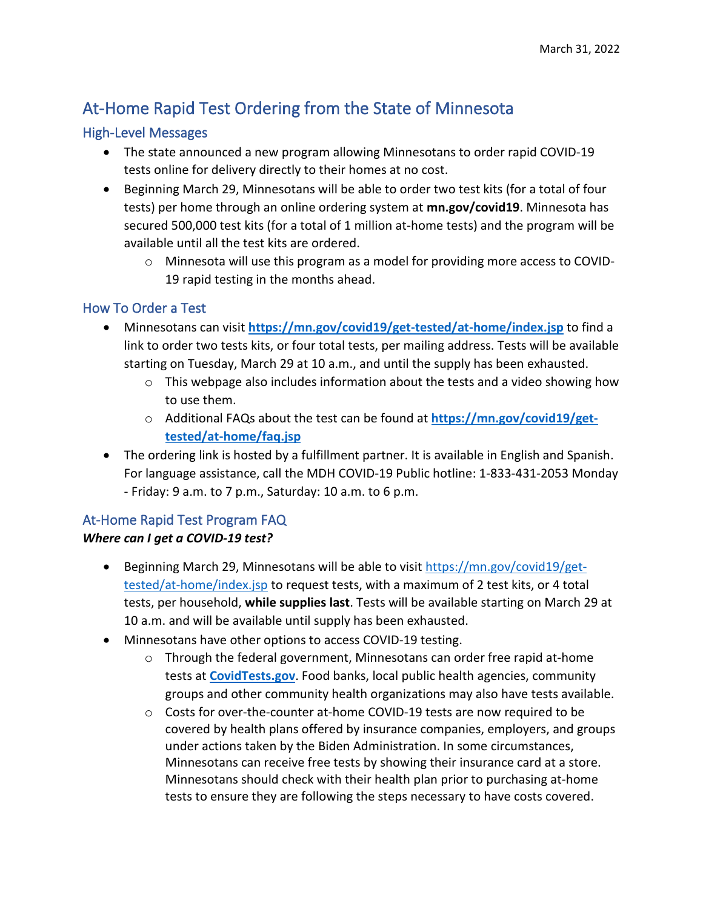March 31, 2022

# At-Home Rapid Test Ordering from the State of Minnesota

## High-Level Messages

- The state announced a new program allowing Minnesotans to order rapid COVID-19 tests online for delivery directly to their homes at no cost.
- Beginning March 29, Minnesotans will be able to order two test kits (for a total of four tests) per home through an online ordering system at **mn.gov/covid19**. Minnesota has secured 500,000 test kits (for a total of 1 million at-home tests) and the program will be available until all the test kits are ordered.
  - Minnesota will use this program as a model for providing more access to COVID-19 rapid testing in the months ahead.

## How To Order a Test

- Minnesotans can visit **[https://mn.gov/covid19/get-tested/at-home/index.jsp](https://mn.gov/covid19/get-tested/at-home/index.jsp)** to find a link to order two tests kits, or four total tests, per mailing address. Tests will be available starting on Tuesday, March 29 at 10 a.m., and until the supply has been exhausted.
  - This webpage also includes information about the tests and a video showing how to use them.
  - Additional FAQs about the test can be found at **[https://mn.gov/covid19/get-tested/at-home/faq.jsp](https://mn.gov/covid19/get-tested/at-home/faq.jsp)**
- The ordering link is hosted by a fulfillment partner. It is available in English and Spanish. For language assistance, call the MDH COVID-19 Public hotline: 1-833-431-2053 Monday - Friday: 9 a.m. to 7 p.m., Saturday: 10 a.m. to 6 p.m.

## At-Home Rapid Test Program FAQ

***Where can I get a COVID-19 test?***

- Beginning March 29, Minnesotans will be able to visit [https://mn.gov/covid19/get-tested/at-home/index.jsp](https://mn.gov/covid19/get-tested/at-home/index.jsp) to request tests, with a maximum of 2 test kits, or 4 total tests, per household, **while supplies last**. Tests will be available starting on March 29 at 10 a.m. and will be available until supply has been exhausted.
- Minnesotans have other options to access COVID-19 testing.
  - Through the federal government, Minnesotans can order free rapid at-home tests at **[CovidTests.gov](https://CovidTests.gov)**. Food banks, local public health agencies, community groups and other community health organizations may also have tests available.
  - Costs for over-the-counter at-home COVID-19 tests are now required to be covered by health plans offered by insurance companies, employers, and groups under actions taken by the Biden Administration. In some circumstances, Minnesotans can receive free tests by showing their insurance card at a store. Minnesotans should check with their health plan prior to purchasing at-home tests to ensure they are following the steps necessary to have costs covered.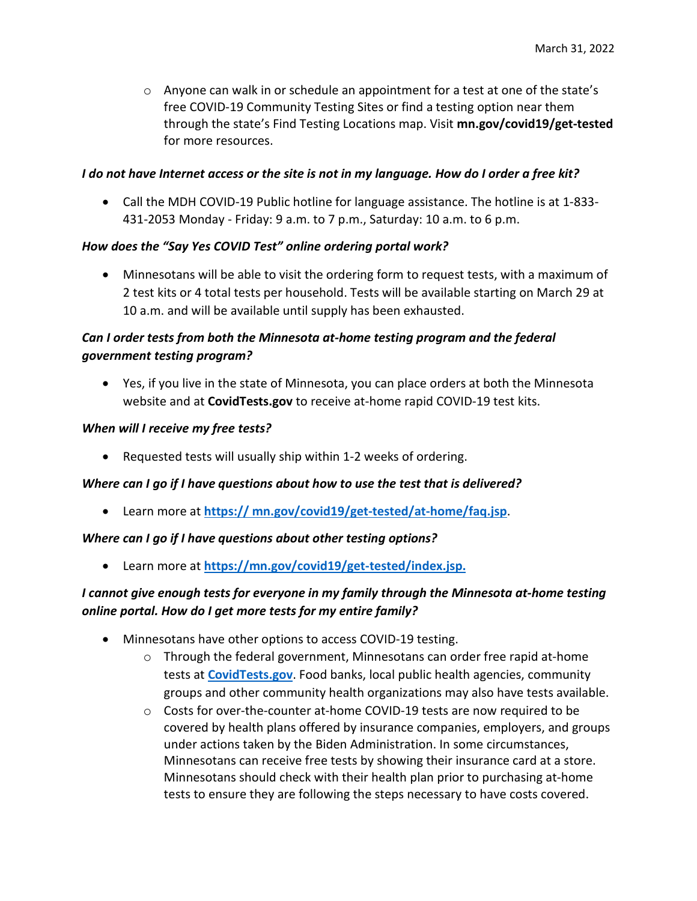- Anyone can walk in or schedule an appointment for a test at one of the state's free COVID-19 Community Testing Sites or find a testing option near them through the state's Find Testing Locations map. Visit **mn.gov/covid19/get-tested** for more resources.

***I do not have Internet access or the site is not in my language. How do I order a free kit?***

- Call the MDH COVID-19 Public hotline for language assistance. The hotline is at 1-833-431-2053 Monday - Friday: 9 a.m. to 7 p.m., Saturday: 10 a.m. to 6 p.m.

***How does the "Say Yes COVID Test" online ordering portal work?***

- Minnesotans will be able to visit the ordering form to request tests, with a maximum of 2 test kits or 4 total tests per household. Tests will be available starting on March 29 at 10 a.m. and will be available until supply has been exhausted.

***Can I order tests from both the Minnesota at-home testing program and the federal government testing program?***

- Yes, if you live in the state of Minnesota, you can place orders at both the Minnesota website and at **CovidTests.gov** to receive at-home rapid COVID-19 test kits.

***When will I receive my free tests?***

- Requested tests will usually ship within 1-2 weeks of ordering.

***Where can I go if I have questions about how to use the test that is delivered?***

- Learn more at **[https:// mn.gov/covid19/get-tested/at-home/faq.jsp](https://mn.gov/covid19/get-tested/at-home/faq.jsp)**.

***Where can I go if I have questions about other testing options?***

- Learn more at **[https://mn.gov/covid19/get-tested/index.jsp.](https://mn.gov/covid19/get-tested/index.jsp)**

***I cannot give enough tests for everyone in my family through the Minnesota at-home testing online portal. How do I get more tests for my entire family?***

- Minnesotans have other options to access COVID-19 testing.
  - Through the federal government, Minnesotans can order free rapid at-home tests at **[CovidTests.gov](https://CovidTests.gov)**. Food banks, local public health agencies, community groups and other community health organizations may also have tests available.
  - Costs for over-the-counter at-home COVID-19 tests are now required to be covered by health plans offered by insurance companies, employers, and groups under actions taken by the Biden Administration. In some circumstances, Minnesotans can receive free tests by showing their insurance card at a store. Minnesotans should check with their health plan prior to purchasing at-home tests to ensure they are following the steps necessary to have costs covered.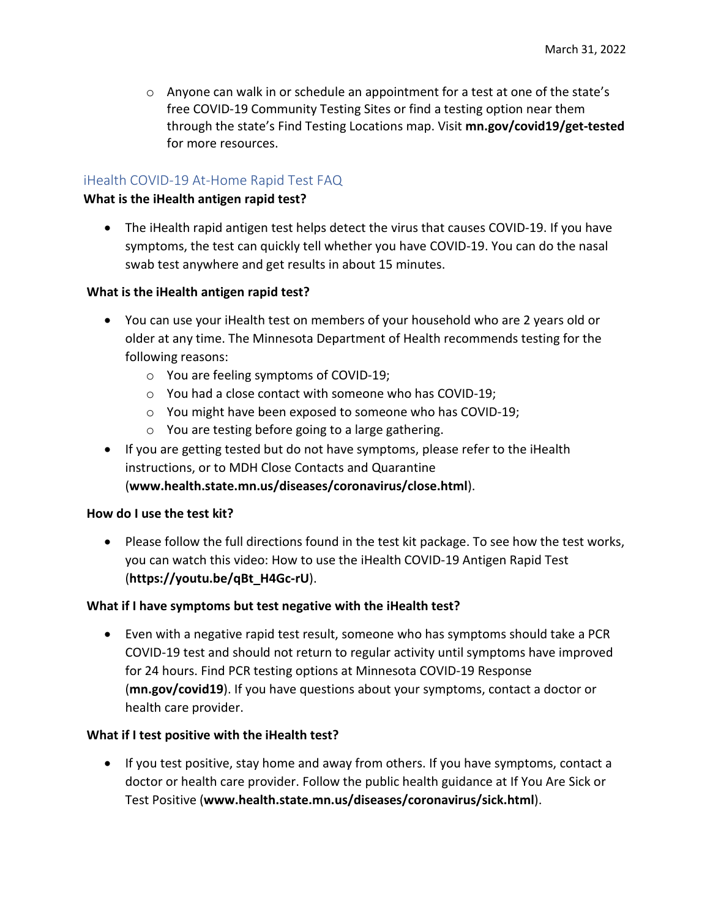- Anyone can walk in or schedule an appointment for a test at one of the state's free COVID-19 Community Testing Sites or find a testing option near them through the state's Find Testing Locations map. Visit **mn.gov/covid19/get-tested** for more resources.

## iHealth COVID-19 At-Home Rapid Test FAQ

**What is the iHealth antigen rapid test?**

- The iHealth rapid antigen test helps detect the virus that causes COVID-19. If you have symptoms, the test can quickly tell whether you have COVID-19. You can do the nasal swab test anywhere and get results in about 15 minutes.

**What is the iHealth antigen rapid test?**

- You can use your iHealth test on members of your household who are 2 years old or older at any time. The Minnesota Department of Health recommends testing for the following reasons:
  - You are feeling symptoms of COVID-19;
  - You had a close contact with someone who has COVID-19;
  - You might have been exposed to someone who has COVID-19;
  - You are testing before going to a large gathering.
- If you are getting tested but do not have symptoms, please refer to the iHealth instructions, or to MDH Close Contacts and Quarantine (**www.health.state.mn.us/diseases/coronavirus/close.html**).

**How do I use the test kit?**

- Please follow the full directions found in the test kit package. To see how the test works, you can watch this video: How to use the iHealth COVID-19 Antigen Rapid Test (**https://youtu.be/qBt_H4Gc-rU**).

**What if I have symptoms but test negative with the iHealth test?**

- Even with a negative rapid test result, someone who has symptoms should take a PCR COVID-19 test and should not return to regular activity until symptoms have improved for 24 hours. Find PCR testing options at Minnesota COVID-19 Response (**mn.gov/covid19**). If you have questions about your symptoms, contact a doctor or health care provider.

**What if I test positive with the iHealth test?**

- If you test positive, stay home and away from others. If you have symptoms, contact a doctor or health care provider. Follow the public health guidance at If You Are Sick or Test Positive (**www.health.state.mn.us/diseases/coronavirus/sick.html**).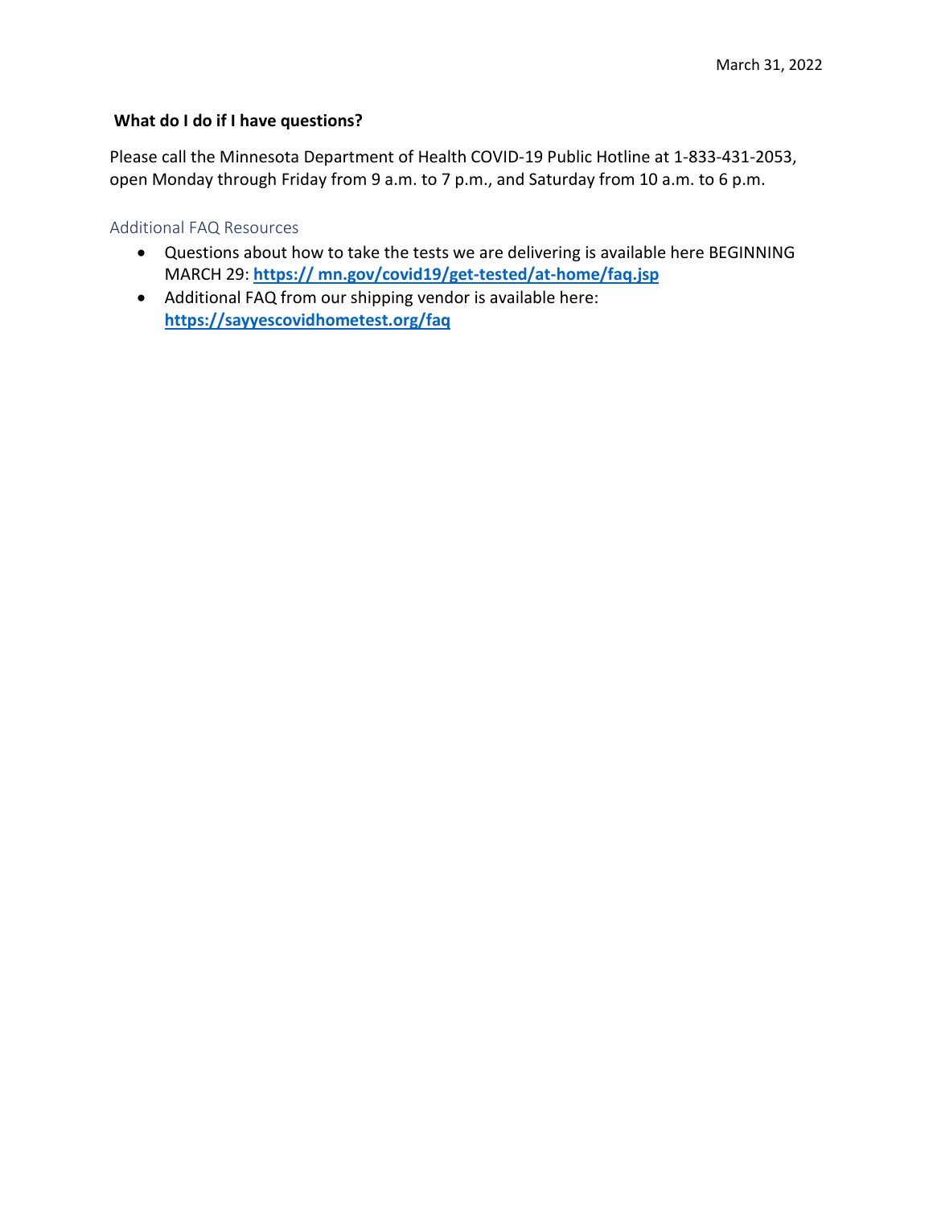March 31, 2022

**What do I do if I have questions?**

Please call the Minnesota Department of Health COVID-19 Public Hotline at 1-833-431-2053, open Monday through Friday from 9 a.m. to 7 p.m., and Saturday from 10 a.m. to 6 p.m.

## Additional FAQ Resources

- Questions about how to take the tests we are delivering is available here BEGINNING MARCH 29: **https:// mn.gov/covid19/get-tested/at-home/faq.jsp**
- Additional FAQ from our shipping vendor is available here: **https://sayyescovidhometest.org/faq**